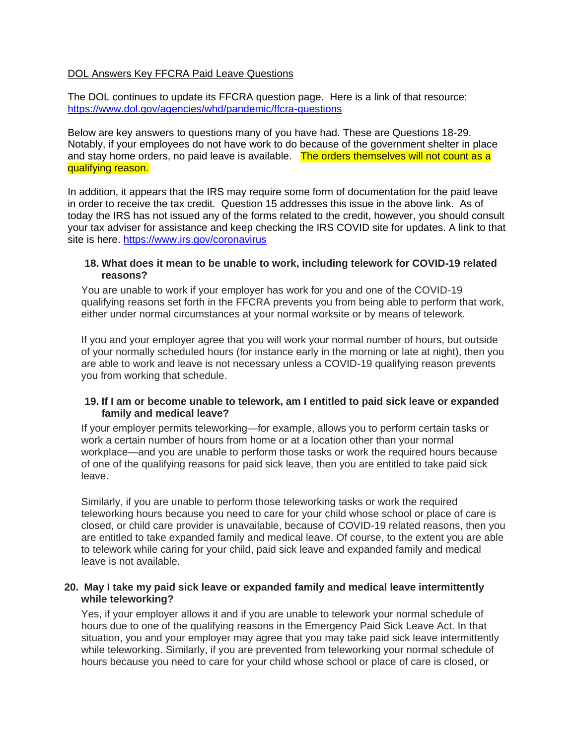DOL Answers Key FFCRA Paid Leave Questions

The DOL continues to update its FFCRA question page. Here is a link of that resource: https://www.dol.gov/agencies/whd/pandemic/ffcra-questions

Below are key answers to questions many of you have had. These are Questions 18-29. Notably, if your employees do not have work to do because of the government shelter in place and stay home orders, no paid leave is available. The orders themselves will not count as a qualifying reason.

In addition, it appears that the IRS may require some form of documentation for the paid leave in order to receive the tax credit. Question 15 addresses this issue in the above link. As of today the IRS has not issued any of the forms related to the credit, however, you should consult your tax adviser for assistance and keep checking the IRS COVID site for updates. A link to that site is here. https://www.irs.gov/coronavirus

**18. What does it mean to be unable to work, including telework for COVID-19 related reasons?**

You are unable to work if your employer has work for you and one of the COVID-19 qualifying reasons set forth in the FFCRA prevents you from being able to perform that work, either under normal circumstances at your normal worksite or by means of telework.

If you and your employer agree that you will work your normal number of hours, but outside of your normally scheduled hours (for instance early in the morning or late at night), then you are able to work and leave is not necessary unless a COVID-19 qualifying reason prevents you from working that schedule.

**19. If I am or become unable to telework, am I entitled to paid sick leave or expanded family and medical leave?**

If your employer permits teleworking—for example, allows you to perform certain tasks or work a certain number of hours from home or at a location other than your normal workplace—and you are unable to perform those tasks or work the required hours because of one of the qualifying reasons for paid sick leave, then you are entitled to take paid sick leave.

Similarly, if you are unable to perform those teleworking tasks or work the required teleworking hours because you need to care for your child whose school or place of care is closed, or child care provider is unavailable, because of COVID-19 related reasons, then you are entitled to take expanded family and medical leave. Of course, to the extent you are able to telework while caring for your child, paid sick leave and expanded family and medical leave is not available.

**20. May I take my paid sick leave or expanded family and medical leave intermittently while teleworking?**

Yes, if your employer allows it and if you are unable to telework your normal schedule of hours due to one of the qualifying reasons in the Emergency Paid Sick Leave Act. In that situation, you and your employer may agree that you may take paid sick leave intermittently while teleworking. Similarly, if you are prevented from teleworking your normal schedule of hours because you need to care for your child whose school or place of care is closed, or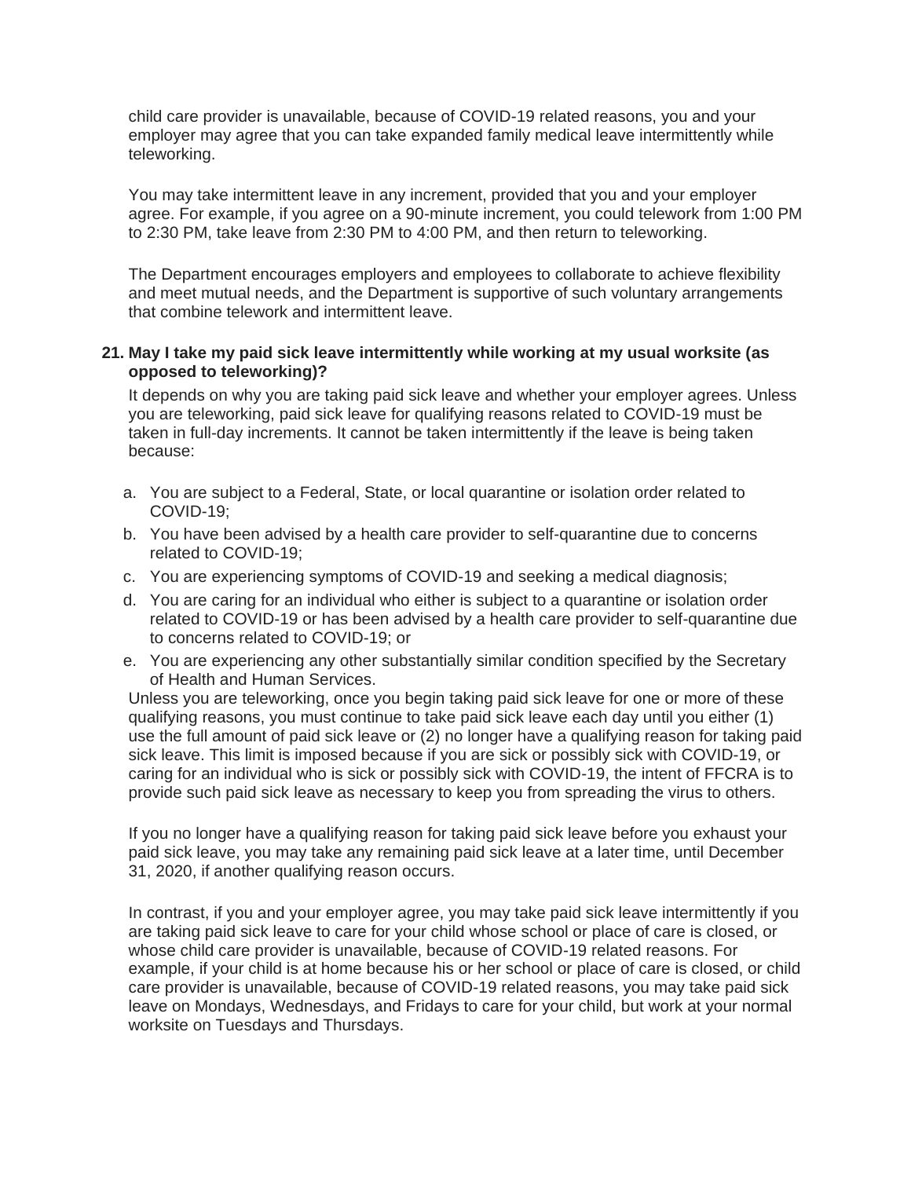child care provider is unavailable, because of COVID-19 related reasons, you and your employer may agree that you can take expanded family medical leave intermittently while teleworking.

You may take intermittent leave in any increment, provided that you and your employer agree. For example, if you agree on a 90-minute increment, you could telework from 1:00 PM to 2:30 PM, take leave from 2:30 PM to 4:00 PM, and then return to teleworking.

The Department encourages employers and employees to collaborate to achieve flexibility and meet mutual needs, and the Department is supportive of such voluntary arrangements that combine telework and intermittent leave.

**21. May I take my paid sick leave intermittently while working at my usual worksite (as opposed to teleworking)?**

It depends on why you are taking paid sick leave and whether your employer agrees. Unless you are teleworking, paid sick leave for qualifying reasons related to COVID-19 must be taken in full-day increments. It cannot be taken intermittently if the leave is being taken because:

a. You are subject to a Federal, State, or local quarantine or isolation order related to COVID-19;
b. You have been advised by a health care provider to self-quarantine due to concerns related to COVID-19;
c. You are experiencing symptoms of COVID-19 and seeking a medical diagnosis;
d. You are caring for an individual who either is subject to a quarantine or isolation order related to COVID-19 or has been advised by a health care provider to self-quarantine due to concerns related to COVID-19; or
e. You are experiencing any other substantially similar condition specified by the Secretary of Health and Human Services.

Unless you are teleworking, once you begin taking paid sick leave for one or more of these qualifying reasons, you must continue to take paid sick leave each day until you either (1) use the full amount of paid sick leave or (2) no longer have a qualifying reason for taking paid sick leave. This limit is imposed because if you are sick or possibly sick with COVID-19, or caring for an individual who is sick or possibly sick with COVID-19, the intent of FFCRA is to provide such paid sick leave as necessary to keep you from spreading the virus to others.

If you no longer have a qualifying reason for taking paid sick leave before you exhaust your paid sick leave, you may take any remaining paid sick leave at a later time, until December 31, 2020, if another qualifying reason occurs.

In contrast, if you and your employer agree, you may take paid sick leave intermittently if you are taking paid sick leave to care for your child whose school or place of care is closed, or whose child care provider is unavailable, because of COVID-19 related reasons. For example, if your child is at home because his or her school or place of care is closed, or child care provider is unavailable, because of COVID-19 related reasons, you may take paid sick leave on Mondays, Wednesdays, and Fridays to care for your child, but work at your normal worksite on Tuesdays and Thursdays.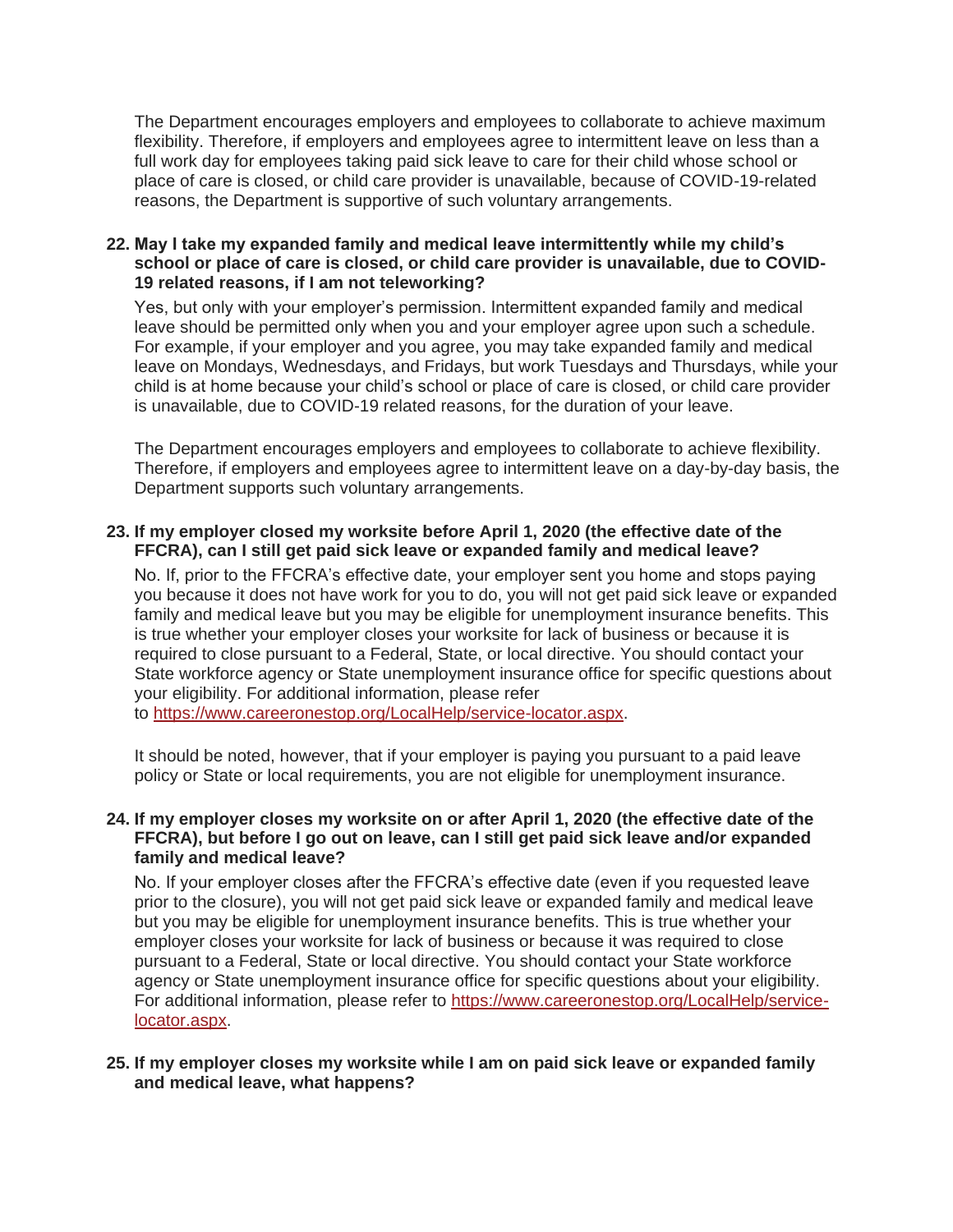The Department encourages employers and employees to collaborate to achieve maximum flexibility. Therefore, if employers and employees agree to intermittent leave on less than a full work day for employees taking paid sick leave to care for their child whose school or place of care is closed, or child care provider is unavailable, because of COVID-19-related reasons, the Department is supportive of such voluntary arrangements.

22. **May I take my expanded family and medical leave intermittently while my child's school or place of care is closed, or child care provider is unavailable, due to COVID-19 related reasons, if I am not teleworking?**

    Yes, but only with your employer's permission. Intermittent expanded family and medical leave should be permitted only when you and your employer agree upon such a schedule. For example, if your employer and you agree, you may take expanded family and medical leave on Mondays, Wednesdays, and Fridays, but work Tuesdays and Thursdays, while your child is at home because your child's school or place of care is closed, or child care provider is unavailable, due to COVID-19 related reasons, for the duration of your leave.

    The Department encourages employers and employees to collaborate to achieve flexibility. Therefore, if employers and employees agree to intermittent leave on a day-by-day basis, the Department supports such voluntary arrangements.

23. **If my employer closed my worksite before April 1, 2020 (the effective date of the FFCRA), can I still get paid sick leave or expanded family and medical leave?**

    No. If, prior to the FFCRA's effective date, your employer sent you home and stops paying you because it does not have work for you to do, you will not get paid sick leave or expanded family and medical leave but you may be eligible for unemployment insurance benefits. This is true whether your employer closes your worksite for lack of business or because it is required to close pursuant to a Federal, State, or local directive. You should contact your State workforce agency or State unemployment insurance office for specific questions about your eligibility. For additional information, please refer to [https://www.careeronestop.org/LocalHelp/service-locator.aspx](https://www.careeronestop.org/LocalHelp/service-locator.aspx).

    It should be noted, however, that if your employer is paying you pursuant to a paid leave policy or State or local requirements, you are not eligible for unemployment insurance.

24. **If my employer closes my worksite on or after April 1, 2020 (the effective date of the FFCRA), but before I go out on leave, can I still get paid sick leave and/or expanded family and medical leave?**

    No. If your employer closes after the FFCRA's effective date (even if you requested leave prior to the closure), you will not get paid sick leave or expanded family and medical leave but you may be eligible for unemployment insurance benefits. This is true whether your employer closes your worksite for lack of business or because it was required to close pursuant to a Federal, State or local directive. You should contact your State workforce agency or State unemployment insurance office for specific questions about your eligibility. For additional information, please refer to [https://www.careeronestop.org/LocalHelp/service-locator.aspx](https://www.careeronestop.org/LocalHelp/service-locator.aspx).

25. **If my employer closes my worksite while I am on paid sick leave or expanded family and medical leave, what happens?**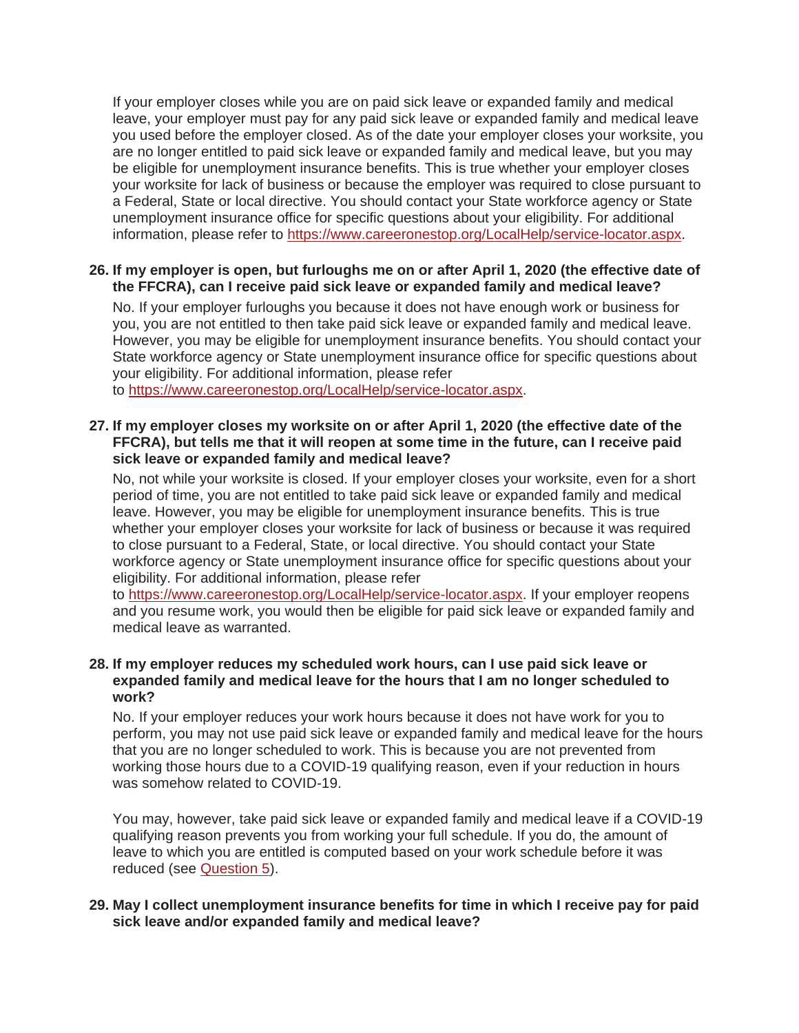If your employer closes while you are on paid sick leave or expanded family and medical leave, your employer must pay for any paid sick leave or expanded family and medical leave you used before the employer closed. As of the date your employer closes your worksite, you are no longer entitled to paid sick leave or expanded family and medical leave, but you may be eligible for unemployment insurance benefits. This is true whether your employer closes your worksite for lack of business or because the employer was required to close pursuant to a Federal, State or local directive. You should contact your State workforce agency or State unemployment insurance office for specific questions about your eligibility. For additional information, please refer to [https://www.careeronestop.org/LocalHelp/service-locator.aspx](https://www.careeronestop.org/LocalHelp/service-locator.aspx).

26. **If my employer is open, but furloughs me on or after April 1, 2020 (the effective date of the FFCRA), can I receive paid sick leave or expanded family and medical leave?**

    No. If your employer furloughs you because it does not have enough work or business for you, you are not entitled to then take paid sick leave or expanded family and medical leave. However, you may be eligible for unemployment insurance benefits. You should contact your State workforce agency or State unemployment insurance office for specific questions about your eligibility. For additional information, please refer to [https://www.careeronestop.org/LocalHelp/service-locator.aspx](https://www.careeronestop.org/LocalHelp/service-locator.aspx).

27. **If my employer closes my worksite on or after April 1, 2020 (the effective date of the FFCRA), but tells me that it will reopen at some time in the future, can I receive paid sick leave or expanded family and medical leave?**

    No, not while your worksite is closed. If your employer closes your worksite, even for a short period of time, you are not entitled to take paid sick leave or expanded family and medical leave. However, you may be eligible for unemployment insurance benefits. This is true whether your employer closes your worksite for lack of business or because it was required to close pursuant to a Federal, State, or local directive. You should contact your State workforce agency or State unemployment insurance office for specific questions about your eligibility. For additional information, please refer to [https://www.careeronestop.org/LocalHelp/service-locator.aspx](https://www.careeronestop.org/LocalHelp/service-locator.aspx). If your employer reopens and you resume work, you would then be eligible for paid sick leave or expanded family and medical leave as warranted.

28. **If my employer reduces my scheduled work hours, can I use paid sick leave or expanded family and medical leave for the hours that I am no longer scheduled to work?**

    No. If your employer reduces your work hours because it does not have work for you to perform, you may not use paid sick leave or expanded family and medical leave for the hours that you are no longer scheduled to work. This is because you are not prevented from working those hours due to a COVID-19 qualifying reason, even if your reduction in hours was somehow related to COVID-19.

    You may, however, take paid sick leave or expanded family and medical leave if a COVID-19 qualifying reason prevents you from working your full schedule. If you do, the amount of leave to which you are entitled is computed based on your work schedule before it was reduced (see [Question 5](#)).

29. **May I collect unemployment insurance benefits for time in which I receive pay for paid sick leave and/or expanded family and medical leave?**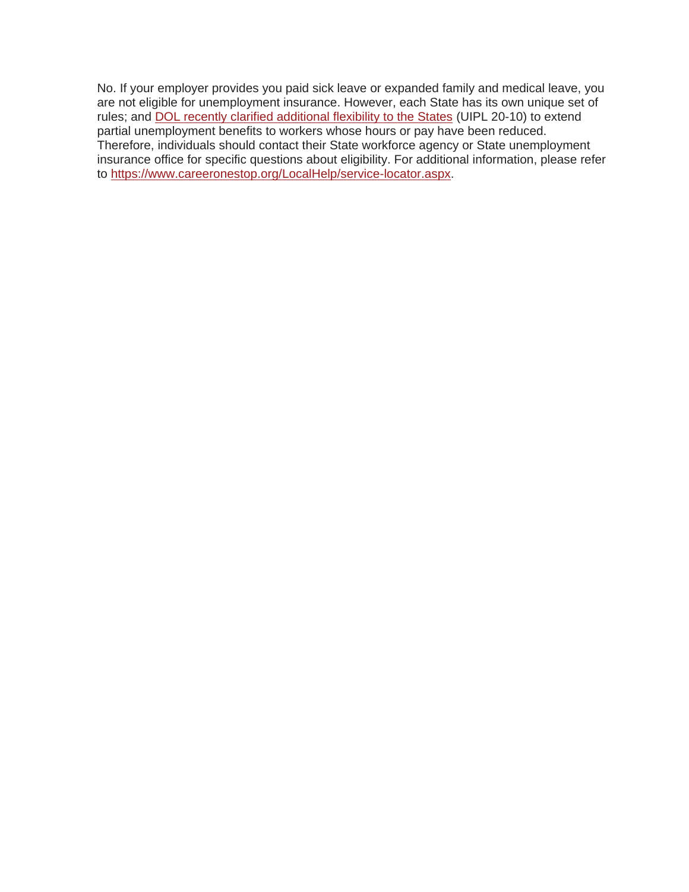No. If your employer provides you paid sick leave or expanded family and medical leave, you are not eligible for unemployment insurance. However, each State has its own unique set of rules; and [DOL recently clarified additional flexibility to the States](#) (UIPL 20-10) to extend partial unemployment benefits to workers whose hours or pay have been reduced. Therefore, individuals should contact their State workforce agency or State unemployment insurance office for specific questions about eligibility. For additional information, please refer to [https://www.careeronestop.org/LocalHelp/service-locator.aspx](https://www.careeronestop.org/LocalHelp/service-locator.aspx).